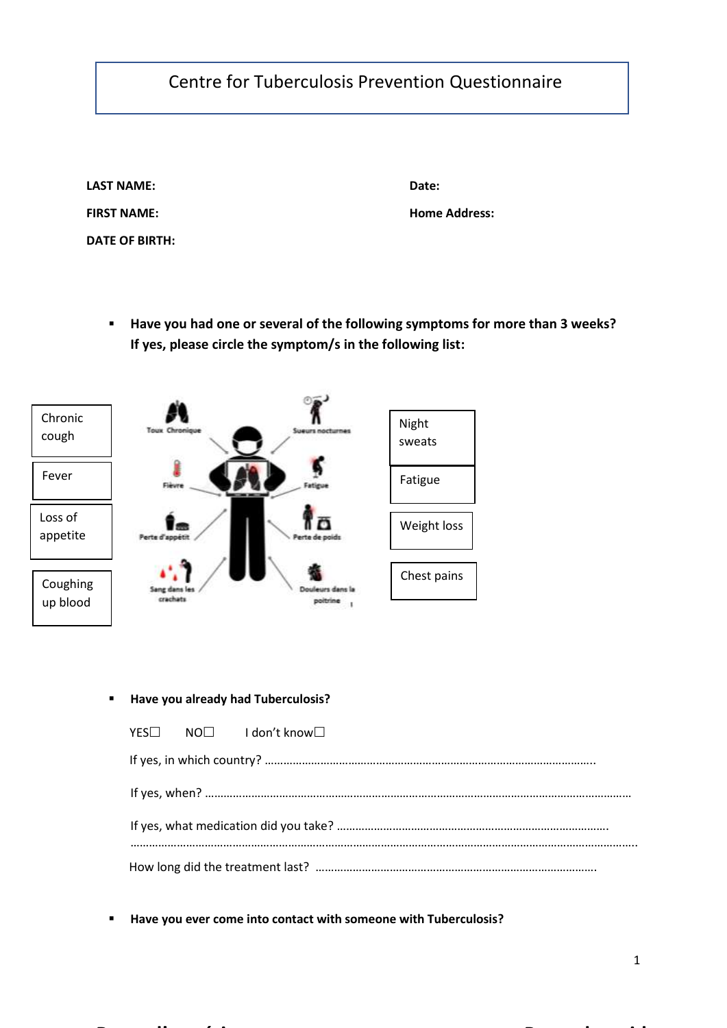# Centre for Tuberculosis Prevention Questionnaire

**LAST NAME:**

**FIRST NAME:**

**DATE OF BIRTH:**

**Date:**

**Home Address:**

- **Have you had one or several of the following symptoms for more than 3 weeks? If yes, please circle the symptom/s in the following list:**

Chronic cough

Fever

Loss of appetite

Coughing up blood

Toux Chronique

Fièvre

Perte d'appétit

Sang dans les crachats

Sueurs nocturnes

Fatigue

Perte de poids

Douleurs dans la poitrine

Night sweats

Fatigue

Weight loss

Chest pains

- **Have you already had Tuberculosis?**

YES☐ NO☐ I don't know☐

If yes, in which country? ……………………………………………………………………………………………..

If yes, when? ……………………………………………………………………………………………………………………

If yes, what medication did you take? ……………………………………………………………………………

…………………………………………………………………………………………………………………………………………..

How long did the treatment last? ……………………………………………………………………………….

- **Have you ever come into contact with someone with Tuberculosis?**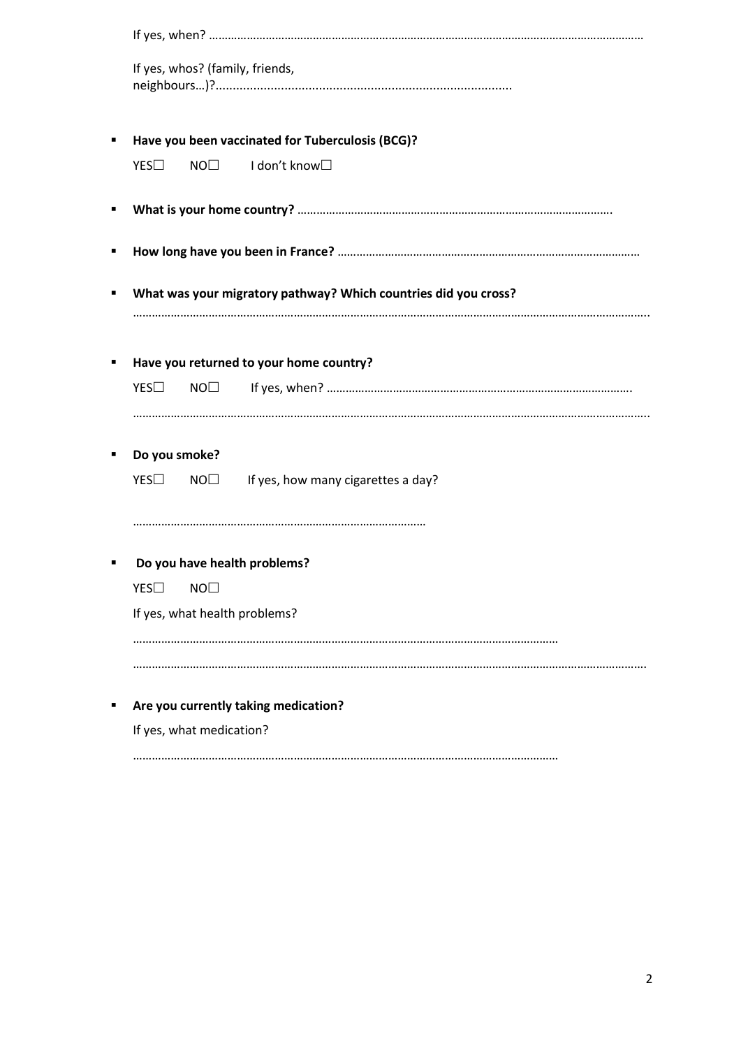If yes, when? ……………………………………………………………………………………………………………………………

If yes, whos? (family, friends, neighbours…)?......................................................................................

- **Have you been vaccinated for Tuberculosis (BCG)?**

  YES☐ NO☐ I don't know☐

- **What is your home country?** ……………………………………………………………………………………….

- **How long have you been in France?** ……………………………………………………………………………………

- **What was your migratory pathway? Which countries did you cross?**

  ……………………………………………………………………………………………………………………………………………..

- **Have you returned to your home country?**

  YES☐ NO☐ If yes, when? …………………………………………………………………………………….

  ……………………………………………………………………………………………………………………………………………..

- **Do you smoke?**

  YES☐ NO☐ If yes, how many cigarettes a day?

  …………………………………………………………………………………

- **Do you have health problems?**

  YES☐ NO☐

  If yes, what health problems?

  …………………………………………………………………………………………………………………

  …………………………………………………………………………………………………………………………………………….

- **Are you currently taking medication?**

  If yes, what medication?

  …………………………………………………………………………………………………………………